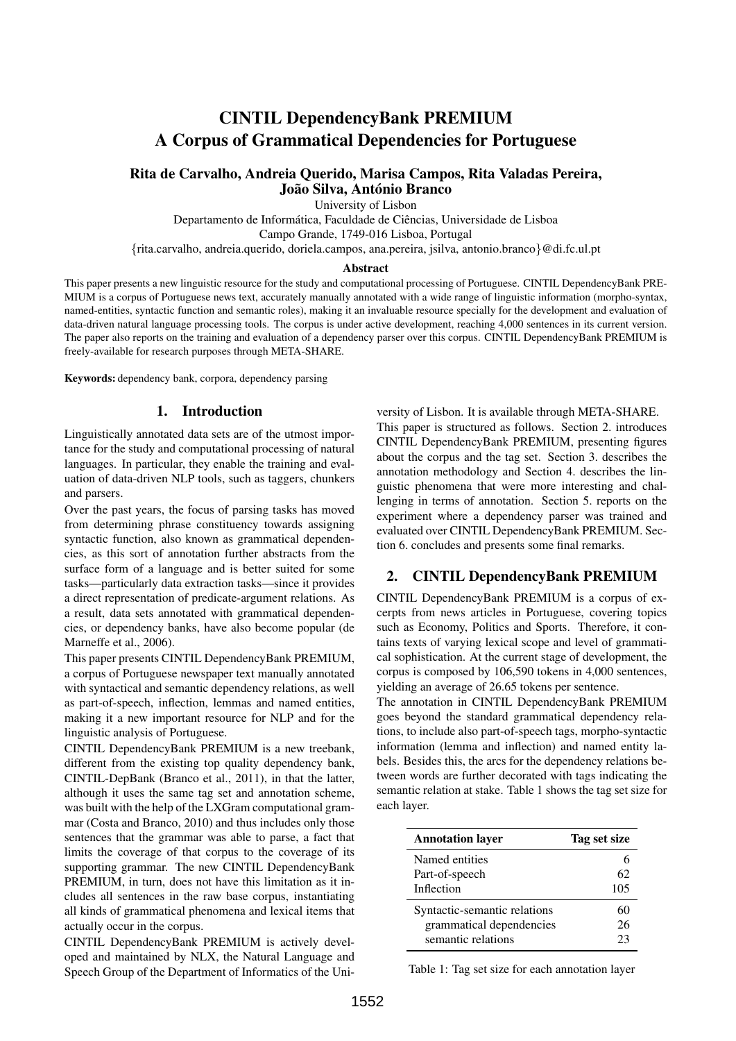# CINTIL DependencyBank PREMIUM
# A Corpus of Grammatical Dependencies for Portuguese

**Rita de Carvalho, Andreia Querido, Marisa Campos, Rita Valadas Pereira, João Silva, António Branco**

University of Lisbon
Departamento de Informática, Faculdade de Ciências, Universidade de Lisboa
Campo Grande, 1749-016 Lisboa, Portugal
{rita.carvalho, andreia.querido, doriela.campos, ana.pereira, jsilva, antonio.branco}@di.fc.ul.pt

**Abstract**

This paper presents a new linguistic resource for the study and computational processing of Portuguese. CINTIL DependencyBank PREMIUM is a corpus of Portuguese news text, accurately manually annotated with a wide range of linguistic information (morpho-syntax, named-entities, syntactic function and semantic roles), making it an invaluable resource specially for the development and evaluation of data-driven natural language processing tools. The corpus is under active development, reaching 4,000 sentences in its current version. The paper also reports on the training and evaluation of a dependency parser over this corpus. CINTIL DependencyBank PREMIUM is freely-available for research purposes through META-SHARE.

**Keywords:** dependency bank, corpora, dependency parsing

## 1. Introduction

Linguistically annotated data sets are of the utmost importance for the study and computational processing of natural languages. In particular, they enable the training and evaluation of data-driven NLP tools, such as taggers, chunkers and parsers.

Over the past years, the focus of parsing tasks has moved from determining phrase constituency towards assigning syntactic function, also known as grammatical dependencies, as this sort of annotation further abstracts from the surface form of a language and is better suited for some tasks—particularly data extraction tasks—since it provides a direct representation of predicate-argument relations. As a result, data sets annotated with grammatical dependencies, or dependency banks, have also become popular (de Marneffe et al., 2006).

This paper presents CINTIL DependencyBank PREMIUM, a corpus of Portuguese newspaper text manually annotated with syntactical and semantic dependency relations, as well as part-of-speech, inflection, lemmas and named entities, making it a new important resource for NLP and for the linguistic analysis of Portuguese.

CINTIL DependencyBank PREMIUM is a new treebank, different from the existing top quality dependency bank, CINTIL-DepBank (Branco et al., 2011), in that the latter, although it uses the same tag set and annotation scheme, was built with the help of the LXGram computational grammar (Costa and Branco, 2010) and thus includes only those sentences that the grammar was able to parse, a fact that limits the coverage of that corpus to the coverage of its supporting grammar. The new CINTIL DependencyBank PREMIUM, in turn, does not have this limitation as it includes all sentences in the raw base corpus, instantiating all kinds of grammatical phenomena and lexical items that actually occur in the corpus.

CINTIL DependencyBank PREMIUM is actively developed and maintained by NLX, the Natural Language and Speech Group of the Department of Informatics of the University of Lisbon. It is available through META-SHARE.

This paper is structured as follows. Section 2. introduces CINTIL DependencyBank PREMIUM, presenting figures about the corpus and the tag set. Section 3. describes the annotation methodology and Section 4. describes the linguistic phenomena that were more interesting and challenging in terms of annotation. Section 5. reports on the experiment where a dependency parser was trained and evaluated over CINTIL DependencyBank PREMIUM. Section 6. concludes and presents some final remarks.

## 2. CINTIL DependencyBank PREMIUM

CINTIL DependencyBank PREMIUM is a corpus of excerpts from news articles in Portuguese, covering topics such as Economy, Politics and Sports. Therefore, it contains texts of varying lexical scope and level of grammatical sophistication. At the current stage of development, the corpus is composed by 106,590 tokens in 4,000 sentences, yielding an average of 26.65 tokens per sentence.

The annotation in CINTIL DependencyBank PREMIUM goes beyond the standard grammatical dependency relations, to include also part-of-speech tags, morpho-syntactic information (lemma and inflection) and named entity labels. Besides this, the arcs for the dependency relations between words are further decorated with tags indicating the semantic relation at stake. Table 1 shows the tag set size for each layer.

| Annotation layer | Tag set size |
|---|---|
| Named entities | 6 |
| Part-of-speech | 62 |
| Inflection | 105 |
| Syntactic-semantic relations | 60 |
| grammatical dependencies | 26 |
| semantic relations | 23 |

Table 1: Tag set size for each annotation layer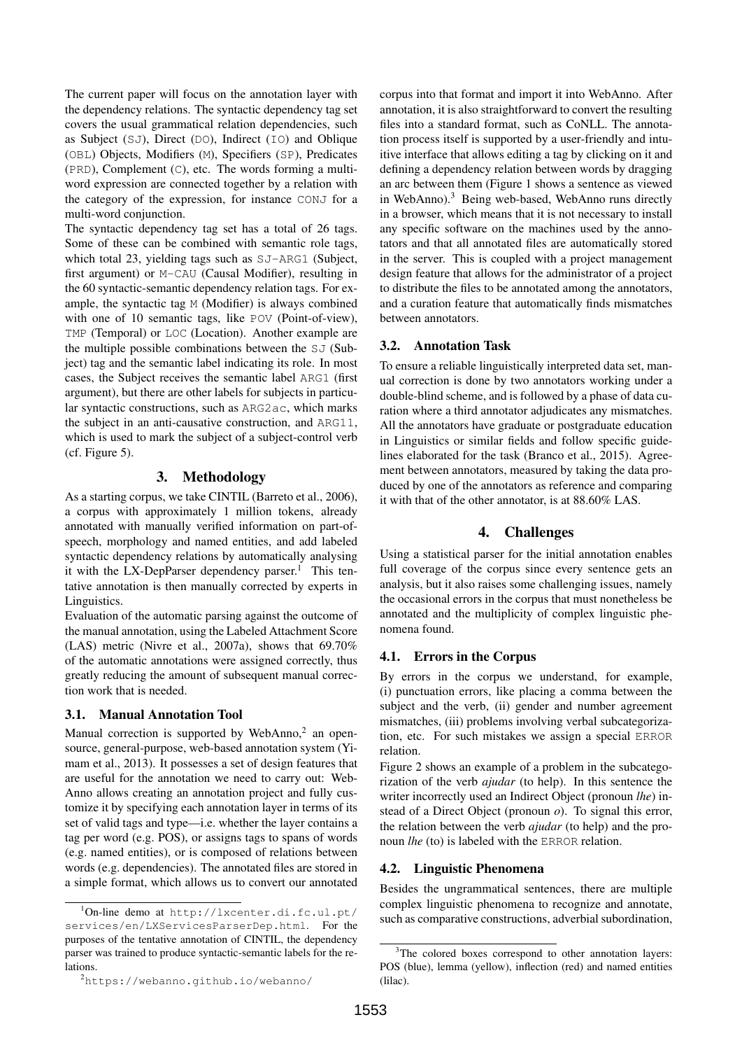The current paper will focus on the annotation layer with the dependency relations. The syntactic dependency tag set covers the usual grammatical relation dependencies, such as Subject (SJ), Direct (DO), Indirect (IO) and Oblique (OBL) Objects, Modifiers (M), Specifiers (SP), Predicates (PRD), Complement (C), etc. The words forming a multi-word expression are connected together by a relation with the category of the expression, for instance CONJ for a multi-word conjunction.

The syntactic dependency tag set has a total of 26 tags. Some of these can be combined with semantic role tags, which total 23, yielding tags such as SJ-ARG1 (Subject, first argument) or M-CAU (Causal Modifier), resulting in the 60 syntactic-semantic dependency relation tags. For example, the syntactic tag M (Modifier) is always combined with one of 10 semantic tags, like POV (Point-of-view), TMP (Temporal) or LOC (Location). Another example are the multiple possible combinations between the SJ (Subject) tag and the semantic label indicating its role. In most cases, the Subject receives the semantic label ARG1 (first argument), but there are other labels for subjects in particular syntactic constructions, such as ARG2ac, which marks the subject in an anti-causative construction, and ARG11, which is used to mark the subject of a subject-control verb (cf. Figure 5).

## 3. Methodology

As a starting corpus, we take CINTIL (Barreto et al., 2006), a corpus with approximately 1 million tokens, already annotated with manually verified information on part-of-speech, morphology and named entities, and add labeled syntactic dependency relations by automatically analysing it with the LX-DepParser dependency parser.[1] This tentative annotation is then manually corrected by experts in Linguistics.

Evaluation of the automatic parsing against the outcome of the manual annotation, using the Labeled Attachment Score (LAS) metric (Nivre et al., 2007a), shows that 69.70% of the automatic annotations were assigned correctly, thus greatly reducing the amount of subsequent manual correction work that is needed.

### 3.1. Manual Annotation Tool

Manual correction is supported by WebAnno,[2] an open-source, general-purpose, web-based annotation system (Yimam et al., 2013). It possesses a set of design features that are useful for the annotation we need to carry out: WebAnno allows creating an annotation project and fully customize it by specifying each annotation layer in terms of its set of valid tags and type—i.e. whether the layer contains a tag per word (e.g. POS), or assigns tags to spans of words (e.g. named entities), or is composed of relations between words (e.g. dependencies). The annotated files are stored in a simple format, which allows us to convert our annotated corpus into that format and import it into WebAnno. After annotation, it is also straightforward to convert the resulting files into a standard format, such as CoNLL. The annotation process itself is supported by a user-friendly and intuitive interface that allows editing a tag by clicking on it and defining a dependency relation between words by dragging an arc between them (Figure 1 shows a sentence as viewed in WebAnno).[3] Being web-based, WebAnno runs directly in a browser, which means that it is not necessary to install any specific software on the machines used by the annotators and that all annotated files are automatically stored in the server. This is coupled with a project management design feature that allows for the administrator of a project to distribute the files to be annotated among the annotators, and a curation feature that automatically finds mismatches between annotators.

### 3.2. Annotation Task

To ensure a reliable linguistically interpreted data set, manual correction is done by two annotators working under a double-blind scheme, and is followed by a phase of data curation where a third annotator adjudicates any mismatches. All the annotators have graduate or postgraduate education in Linguistics or similar fields and follow specific guidelines elaborated for the task (Branco et al., 2015). Agreement between annotators, measured by taking the data produced by one of the annotators as reference and comparing it with that of the other annotator, is at 88.60% LAS.

## 4. Challenges

Using a statistical parser for the initial annotation enables full coverage of the corpus since every sentence gets an analysis, but it also raises some challenging issues, namely the occasional errors in the corpus that must nonetheless be annotated and the multiplicity of complex linguistic phenomena found.

### 4.1. Errors in the Corpus

By errors in the corpus we understand, for example, (i) punctuation errors, like placing a comma between the subject and the verb, (ii) gender and number agreement mismatches, (iii) problems involving verbal subcategorization, etc. For such mistakes we assign a special ERROR relation.

Figure 2 shows an example of a problem in the subcategorization of the verb *ajudar* (to help). In this sentence the writer incorrectly used an Indirect Object (pronoun *lhe*) instead of a Direct Object (pronoun *o*). To signal this error, the relation between the verb *ajudar* (to help) and the pronoun *lhe* (to) is labeled with the ERROR relation.

### 4.2. Linguistic Phenomena

Besides the ungrammatical sentences, there are multiple complex linguistic phenomena to recognize and annotate, such as comparative constructions, adverbial subordination,

---

[1] On-line demo at http://lxcenter.di.fc.ul.pt/services/en/LXServicesParserDep.html. For the purposes of the tentative annotation of CINTIL, the dependency parser was trained to produce syntactic-semantic labels for the relations.

[2] https://webanno.github.io/webanno/

[3] The colored boxes correspond to other annotation layers: POS (blue), lemma (yellow), inflection (red) and named entities (lilac).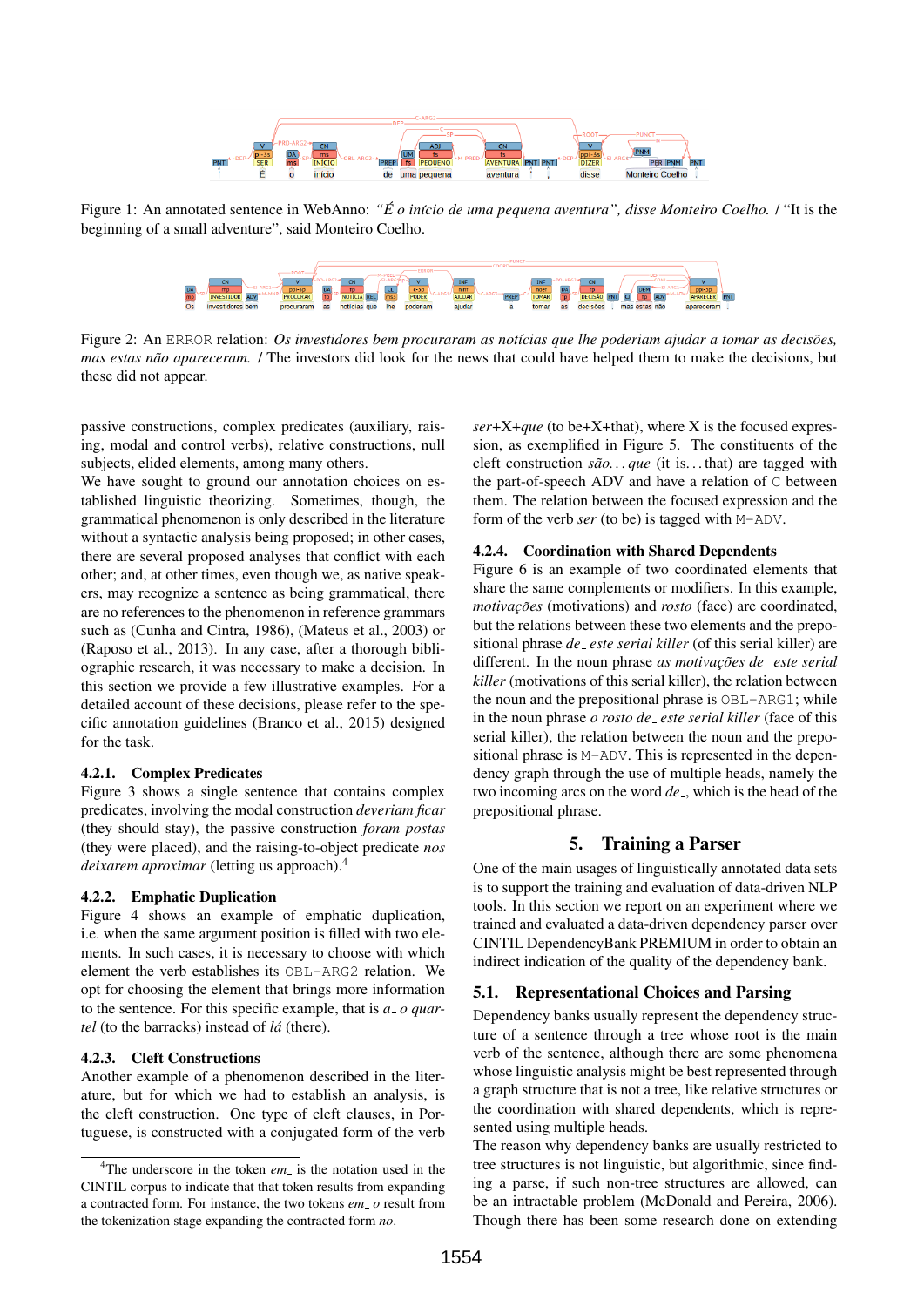Figure 1: An annotated sentence in WebAnno: *"É o início de uma pequena aventura", disse Monteiro Coelho.* / "It is the beginning of a small adventure", said Monteiro Coelho.

Figure 2: An ERROR relation: *Os investidores bem procuraram as notícias que lhe poderiam ajudar a tomar as decisões, mas estas não apareceram.* / The investors did look for the news that could have helped them to make the decisions, but these did not appear.

passive constructions, complex predicates (auxiliary, raising, modal and control verbs), relative constructions, null subjects, elided elements, among many others.

We have sought to ground our annotation choices on established linguistic theorizing. Sometimes, though, the grammatical phenomenon is only described in the literature without a syntactic analysis being proposed; in other cases, there are several proposed analyses that conflict with each other; and, at other times, even though we, as native speakers, may recognize a sentence as being grammatical, there are no references to the phenomenon in reference grammars such as (Cunha and Cintra, 1986), (Mateus et al., 2003) or (Raposo et al., 2013). In any case, after a thorough bibliographic research, it was necessary to make a decision. In this section we provide a few illustrative examples. For a detailed account of these decisions, please refer to the specific annotation guidelines (Branco et al., 2015) designed for the task.

### 4.2.1. Complex Predicates

Figure 3 shows a single sentence that contains complex predicates, involving the modal construction *deveriam ficar* (they should stay), the passive construction *foram postas* (they were placed), and the raising-to-object predicate *nos deixarem aproximar* (letting us approach).[4]

### 4.2.2. Emphatic Duplication

Figure 4 shows an example of emphatic duplication, i.e. when the same argument position is filled with two elements. In such cases, it is necessary to choose with which element the verb establishes its OBL-ARG2 relation. We opt for choosing the element that brings more information to the sentence. For this specific example, that is *a_ o quartel* (to the barracks) instead of *lá* (there).

### 4.2.3. Cleft Constructions

Another example of a phenomenon described in the literature, but for which we had to establish an analysis, is the cleft construction. One type of cleft clauses, in Portuguese, is constructed with a conjugated form of the verb *ser*+X+*que* (to be+X+that), where X is the focused expression, as exemplified in Figure 5. The constituents of the cleft construction *são...que* (it is...that) are tagged with the part-of-speech ADV and have a relation of C between them. The relation between the focused expression and the form of the verb *ser* (to be) is tagged with M-ADV.

### 4.2.4. Coordination with Shared Dependents

Figure 6 is an example of two coordinated elements that share the same complements or modifiers. In this example, *motivações* (motivations) and *rosto* (face) are coordinated, but the relations between these two elements and the prepositional phrase *de_ este serial killer* (of this serial killer) are different. In the noun phrase *as motivações de_ este serial killer* (motivations of this serial killer), the relation between the noun and the prepositional phrase is OBL-ARG1; while in the noun phrase *o rosto de_ este serial killer* (face of this serial killer), the relation between the noun and the prepositional phrase is M-ADV. This is represented in the dependency graph through the use of multiple heads, namely the two incoming arcs on the word *de_*, which is the head of the prepositional phrase.

## 5. Training a Parser

One of the main usages of linguistically annotated data sets is to support the training and evaluation of data-driven NLP tools. In this section we report on an experiment where we trained and evaluated a data-driven dependency parser over CINTIL DependencyBank PREMIUM in order to obtain an indirect indication of the quality of the dependency bank.

### 5.1. Representational Choices and Parsing

Dependency banks usually represent the dependency structure of a sentence through a tree whose root is the main verb of the sentence, although there are some phenomena whose linguistic analysis might be best represented through a graph structure that is not a tree, like relative structures or the coordination with shared dependents, which is represented using multiple heads.

The reason why dependency banks are usually restricted to tree structures is not linguistic, but algorithmic, since finding a parse, if such non-tree structures are allowed, can be an intractable problem (McDonald and Pereira, 2006). Though there has been some research done on extending

[4]The underscore in the token *em_* is the notation used in the CINTIL corpus to indicate that that token results from expanding a contracted form. For instance, the two tokens *em_ o* result from the tokenization stage expanding the contracted form *no*.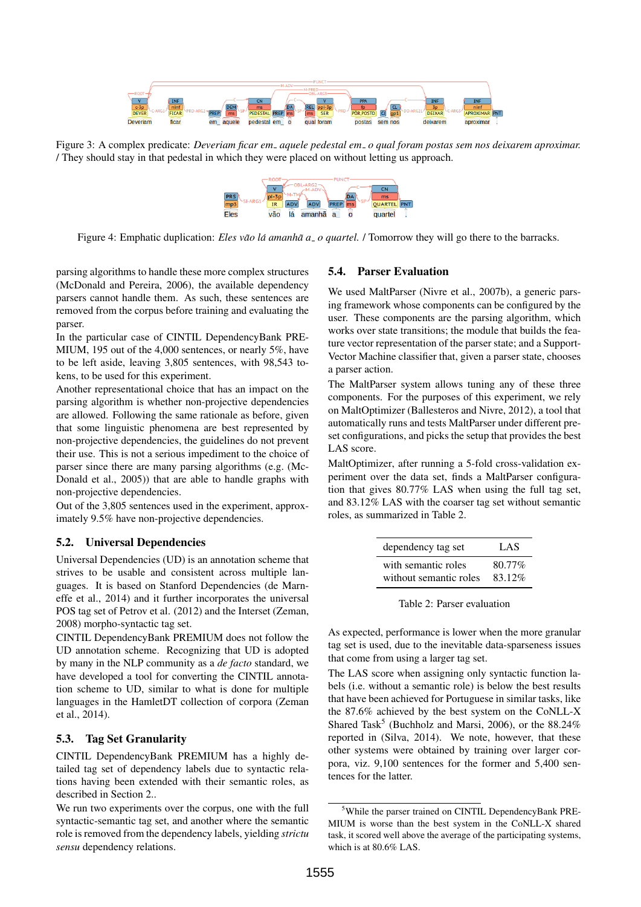Figure 3: A complex predicate: *Deveriam ficar em_ aquele pedestal em_ o qual foram postas sem nos deixarem aproximar.* / They should stay in that pedestal in which they were placed on without letting us approach.

Figure 4: Emphatic duplication: *Eles vão lá amanhã a_ o quartel.* / Tomorrow they will go there to the barracks.

parsing algorithms to handle these more complex structures (McDonald and Pereira, 2006), the available dependency parsers cannot handle them. As such, these sentences are removed from the corpus before training and evaluating the parser.

In the particular case of CINTIL DependencyBank PREMIUM, 195 out of the 4,000 sentences, or nearly 5%, have to be left aside, leaving 3,805 sentences, with 98,543 tokens, to be used for this experiment.

Another representational choice that has an impact on the parsing algorithm is whether non-projective dependencies are allowed. Following the same rationale as before, given that some linguistic phenomena are best represented by non-projective dependencies, the guidelines do not prevent their use. This is not a serious impediment to the choice of parser since there are many parsing algorithms (e.g. (McDonald et al., 2005)) that are able to handle graphs with non-projective dependencies.

Out of the 3,805 sentences used in the experiment, approximately 9.5% have non-projective dependencies.

## 5.2. Universal Dependencies

Universal Dependencies (UD) is an annotation scheme that strives to be usable and consistent across multiple languages. It is based on Stanford Dependencies (de Marneffe et al., 2014) and it further incorporates the universal POS tag set of Petrov et al. (2012) and the Interset (Zeman, 2008) morpho-syntactic tag set.

CINTIL DependencyBank PREMIUM does not follow the UD annotation scheme. Recognizing that UD is adopted by many in the NLP community as a *de facto* standard, we have developed a tool for converting the CINTIL annotation scheme to UD, similar to what is done for multiple languages in the HamletDT collection of corpora (Zeman et al., 2014).

## 5.3. Tag Set Granularity

CINTIL DependencyBank PREMIUM has a highly detailed tag set of dependency labels due to syntactic relations having been extended with their semantic roles, as described in Section 2..

We run two experiments over the corpus, one with the full syntactic-semantic tag set, and another where the semantic role is removed from the dependency labels, yielding *strictu sensu* dependency relations.

## 5.4. Parser Evaluation

We used MaltParser (Nivre et al., 2007b), a generic parsing framework whose components can be configured by the user. These components are the parsing algorithm, which works over state transitions; the module that builds the feature vector representation of the parser state; and a Support-Vector Machine classifier that, given a parser state, chooses a parser action.

The MaltParser system allows tuning any of these three components. For the purposes of this experiment, we rely on MaltOptimizer (Ballesteros and Nivre, 2012), a tool that automatically runs and tests MaltParser under different preset configurations, and picks the setup that provides the best LAS score.

MaltOptimizer, after running a 5-fold cross-validation experiment over the data set, finds a MaltParser configuration that gives 80.77% LAS when using the full tag set, and 83.12% LAS with the coarser tag set without semantic roles, as summarized in Table 2.

| dependency tag set | LAS |
|---|---|
| with semantic roles | 80.77% |
| without semantic roles | 83.12% |

Table 2: Parser evaluation

As expected, performance is lower when the more granular tag set is used, due to the inevitable data-sparseness issues that come from using a larger tag set.

The LAS score when assigning only syntactic function labels (i.e. without a semantic role) is below the best results that have been achieved for Portuguese in similar tasks, like the 87.6% achieved by the best system on the CoNLL-X Shared Task[5] (Buchholz and Marsi, 2006), or the 88.24% reported in (Silva, 2014). We note, however, that these other systems were obtained by training over larger corpora, viz. 9,100 sentences for the former and 5,400 sentences for the latter.

[5] While the parser trained on CINTIL DependencyBank PREMIUM is worse than the best system in the CoNLL-X shared task, it scored well above the average of the participating systems, which is at 80.6% LAS.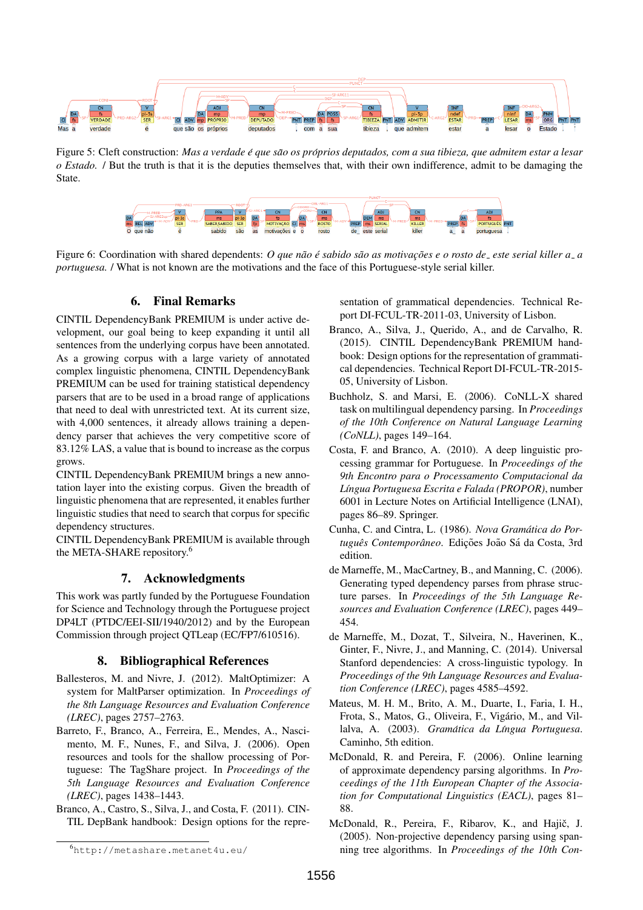Figure 5: Cleft construction: *Mas a verdade é que são os próprios deputados, com a sua tibieza, que admitem estar a lesar o Estado.* / But the truth is that it is the deputies themselves that, with their own indifference, admit to be damaging the State.

Figure 6: Coordination with shared dependents: *O que não é sabido são as motivações e o rosto de_ este serial killer a_ a portuguesa.* / What is not known are the motivations and the face of this Portuguese-style serial killer.

## 6. Final Remarks

CINTIL DependencyBank PREMIUM is under active development, our goal being to keep expanding it until all sentences from the underlying corpus have been annotated. As a growing corpus with a large variety of annotated complex linguistic phenomena, CINTIL DependencyBank PREMIUM can be used for training statistical dependency parsers that are to be used in a broad range of applications that need to deal with unrestricted text. At its current size, with 4,000 sentences, it already allows training a dependency parser that achieves the very competitive score of 83.12% LAS, a value that is bound to increase as the corpus grows.

CINTIL DependencyBank PREMIUM brings a new annotation layer into the existing corpus. Given the breadth of linguistic phenomena that are represented, it enables further linguistic studies that need to search that corpus for specific dependency structures.

CINTIL DependencyBank PREMIUM is available through the META-SHARE repository.[6]

## 7. Acknowledgments

This work was partly funded by the Portuguese Foundation for Science and Technology through the Portuguese project DP4LT (PTDC/EEI-SII/1940/2012) and by the European Commission through project QTLeap (EC/FP7/610516).

## 8. Bibliographical References

Ballesteros, M. and Nivre, J. (2012). MaltOptimizer: A system for MaltParser optimization. In *Proceedings of the 8th Language Resources and Evaluation Conference (LREC)*, pages 2757–2763.

Barreto, F., Branco, A., Ferreira, E., Mendes, A., Nascimento, M. F., Nunes, F., and Silva, J. (2006). Open resources and tools for the shallow processing of Portuguese: The TagShare project. In *Proceedings of the 5th Language Resources and Evaluation Conference (LREC)*, pages 1438–1443.

Branco, A., Castro, S., Silva, J., and Costa, F. (2011). CINTIL DepBank handbook: Design options for the representation of grammatical dependencies. Technical Report DI-FCUL-TR-2011-03, University of Lisbon.

Branco, A., Silva, J., Querido, A., and de Carvalho, R. (2015). CINTIL DependencyBank PREMIUM handbook: Design options for the representation of grammatical dependencies. Technical Report DI-FCUL-TR-2015-05, University of Lisbon.

Buchholz, S. and Marsi, E. (2006). CoNLL-X shared task on multilingual dependency parsing. In *Proceedings of the 10th Conference on Natural Language Learning (CoNLL)*, pages 149–164.

Costa, F. and Branco, A. (2010). A deep linguistic processing grammar for Portuguese. In *Proceedings of the 9th Encontro para o Processamento Computacional da Língua Portuguesa Escrita e Falada (PROPOR)*, number 6001 in Lecture Notes on Artificial Intelligence (LNAI), pages 86–89. Springer.

Cunha, C. and Cintra, L. (1986). *Nova Gramática do Português Contemporâneo*. Edições João Sá da Costa, 3rd edition.

de Marneffe, M., MacCartney, B., and Manning, C. (2006). Generating typed dependency parses from phrase structure parses. In *Proceedings of the 5th Language Resources and Evaluation Conference (LREC)*, pages 449–454.

de Marneffe, M., Dozat, T., Silveira, N., Haverinen, K., Ginter, F., Nivre, J., and Manning, C. (2014). Universal Stanford dependencies: A cross-linguistic typology. In *Proceedings of the 9th Language Resources and Evaluation Conference (LREC)*, pages 4585–4592.

Mateus, M. H. M., Brito, A. M., Duarte, I., Faria, I. H., Frota, S., Matos, G., Oliveira, F., Vigário, M., and Villalva, A. (2003). *Gramática da Língua Portuguesa*. Caminho, 5th edition.

McDonald, R. and Pereira, F. (2006). Online learning of approximate dependency parsing algorithms. In *Proceedings of the 11th European Chapter of the Association for Computational Linguistics (EACL)*, pages 81–88.

McDonald, R., Pereira, F., Ribarov, K., and Hajič, J. (2005). Non-projective dependency parsing using spanning tree algorithms. In *Proceedings of the 10th Con-*

[6] http://metashare.metanet4u.eu/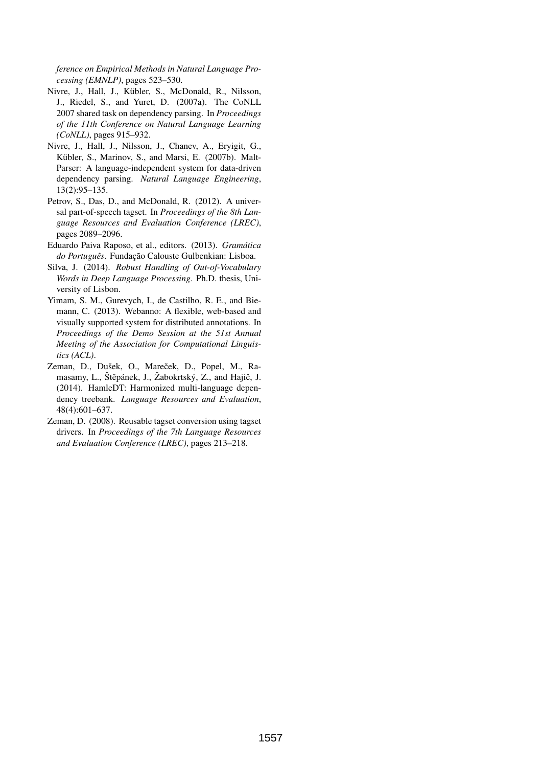*ference on Empirical Methods in Natural Language Processing (EMNLP)*, pages 523–530.

Nivre, J., Hall, J., Kübler, S., McDonald, R., Nilsson, J., Riedel, S., and Yuret, D. (2007a). The CoNLL 2007 shared task on dependency parsing. In *Proceedings of the 11th Conference on Natural Language Learning (CoNLL)*, pages 915–932.

Nivre, J., Hall, J., Nilsson, J., Chanev, A., Eryigit, G., Kübler, S., Marinov, S., and Marsi, E. (2007b). MaltParser: A language-independent system for data-driven dependency parsing. *Natural Language Engineering*, 13(2):95–135.

Petrov, S., Das, D., and McDonald, R. (2012). A universal part-of-speech tagset. In *Proceedings of the 8th Language Resources and Evaluation Conference (LREC)*, pages 2089–2096.

Eduardo Paiva Raposo, et al., editors. (2013). *Gramática do Português*. Fundação Calouste Gulbenkian: Lisboa.

Silva, J. (2014). *Robust Handling of Out-of-Vocabulary Words in Deep Language Processing*. Ph.D. thesis, University of Lisbon.

Yimam, S. M., Gurevych, I., de Castilho, R. E., and Biemann, C. (2013). Webanno: A flexible, web-based and visually supported system for distributed annotations. In *Proceedings of the Demo Session at the 51st Annual Meeting of the Association for Computational Linguistics (ACL)*.

Zeman, D., Dušek, O., Mareček, D., Popel, M., Ramasamy, L., Štěpánek, J., Žabokrtský, Z., and Hajič, J. (2014). HamleDT: Harmonized multi-language dependency treebank. *Language Resources and Evaluation*, 48(4):601–637.

Zeman, D. (2008). Reusable tagset conversion using tagset drivers. In *Proceedings of the 7th Language Resources and Evaluation Conference (LREC)*, pages 213–218.